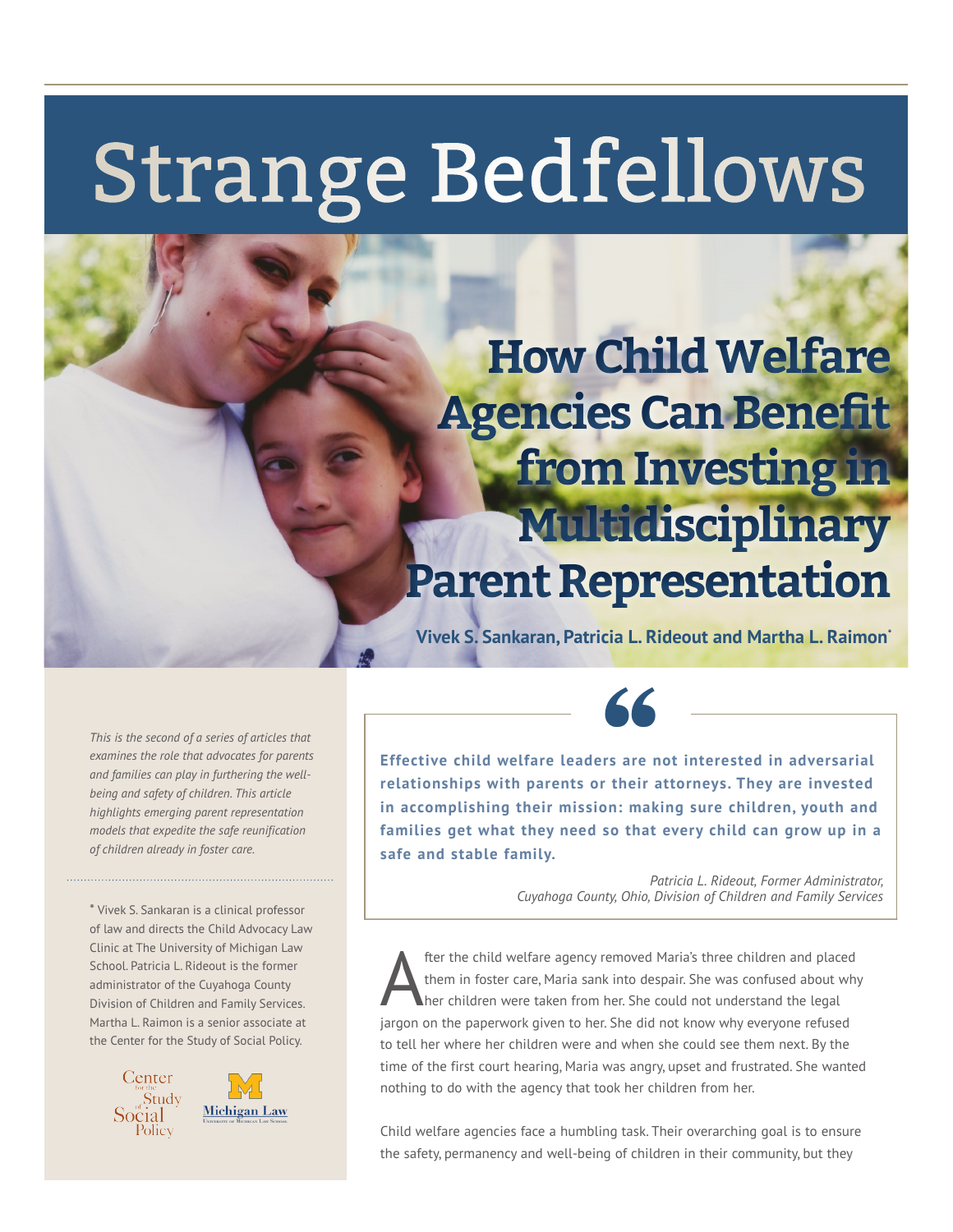# Strange Bedfellows

## How Child Welfare Agencies Can Benefit from Investing in Multidisciplinary Parent Representation

**Vivek S. Sankaran, Patricia L. Rideout and Martha L. Raimon***

*This is the second of a series of articles that examines the role that advocates for parents and families can play in furthering the well-being and safety of children. This article highlights emerging parent representation models that expedite the safe reunification of children already in foster care.*

* Vivek S. Sankaran is a clinical professor of law and directs the Child Advocacy Law Clinic at The University of Michigan Law School. Patricia L. Rideout is the former administrator of the Cuyahoga County Division of Children and Family Services. Martha L. Raimon is a senior associate at the Center for the Study of Social Policy.

> **Effective child welfare leaders are not interested in adversarial relationships with parents or their attorneys. They are invested in accomplishing their mission: making sure children, youth and families get what they need so that every child can grow up in a safe and stable family.**
>
> *Patricia L. Rideout, Former Administrator, Cuyahoga County, Ohio, Division of Children and Family Services*

After the child welfare agency removed Maria's three children and placed them in foster care, Maria sank into despair. She was confused about why her children were taken from her. She could not understand the legal jargon on the paperwork given to her. She did not know why everyone refused to tell her where her children were and when she could see them next. By the time of the first court hearing, Maria was angry, upset and frustrated. She wanted nothing to do with the agency that took her children from her.

Child welfare agencies face a humbling task. Their overarching goal is to ensure the safety, permanency and well-being of children in their community, but they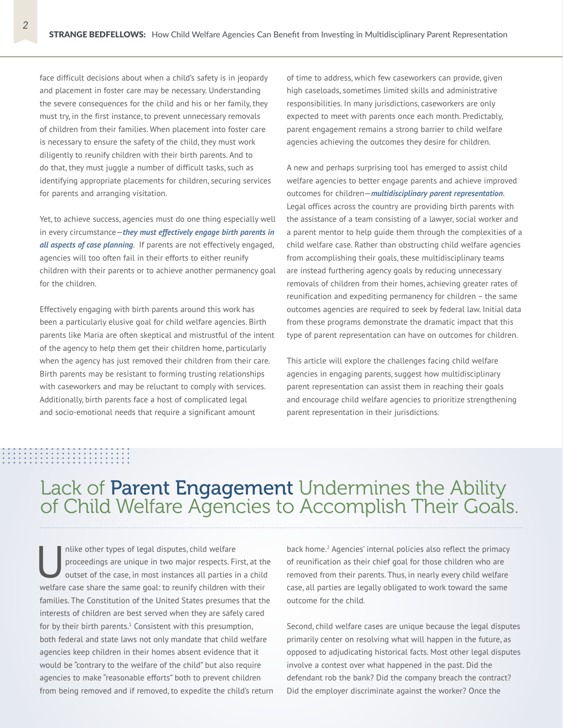face difficult decisions about when a child's safety is in jeopardy and placement in foster care may be necessary. Understanding the severe consequences for the child and his or her family, they must try, in the first instance, to prevent unnecessary removals of children from their families. When placement into foster care is necessary to ensure the safety of the child, they must work diligently to reunify children with their birth parents. And to do that, they must juggle a number of difficult tasks, such as identifying appropriate placements for children, securing services for parents and arranging visitation.

Yet, to achieve success, agencies must do one thing especially well in every circumstance—***they must effectively engage birth parents in all aspects of case planning***. If parents are not effectively engaged, agencies will too often fail in their efforts to either reunify children with their parents or to achieve another permanency goal for the children.

Effectively engaging with birth parents around this work has been a particularly elusive goal for child welfare agencies. Birth parents like Maria are often skeptical and mistrustful of the intent of the agency to help them get their children home, particularly when the agency has just removed their children from their care. Birth parents may be resistant to forming trusting relationships with caseworkers and may be reluctant to comply with services. Additionally, birth parents face a host of complicated legal and socio-emotional needs that require a significant amount of time to address, which few caseworkers can provide, given high caseloads, sometimes limited skills and administrative responsibilities. In many jurisdictions, caseworkers are only expected to meet with parents once each month. Predictably, parent engagement remains a strong barrier to child welfare agencies achieving the outcomes they desire for children.

A new and perhaps surprising tool has emerged to assist child welfare agencies to better engage parents and achieve improved outcomes for children—***multidisciplinary parent representation***. Legal offices across the country are providing birth parents with the assistance of a team consisting of a lawyer, social worker and a parent mentor to help guide them through the complexities of a child welfare case. Rather than obstructing child welfare agencies from accomplishing their goals, these multidisciplinary teams are instead furthering agency goals by reducing unnecessary removals of children from their homes, achieving greater rates of reunification and expediting permanency for children – the same outcomes agencies are required to seek by federal law. Initial data from these programs demonstrate the dramatic impact that this type of parent representation can have on outcomes for children.

This article will explore the challenges facing child welfare agencies in engaging parents, suggest how multidisciplinary parent representation can assist them in reaching their goals and encourage child welfare agencies to prioritize strengthening parent representation in their jurisdictions.

## Lack of Parent Engagement Undermines the Ability of Child Welfare Agencies to Accomplish Their Goals.

Unlike other types of legal disputes, child welfare proceedings are unique in two major respects. First, at the outset of the case, in most instances all parties in a child welfare case share the same goal: to reunify children with their families. The Constitution of the United States presumes that the interests of children are best served when they are safely cared for by their birth parents.[1] Consistent with this presumption, both federal and state laws not only mandate that child welfare agencies keep children in their homes absent evidence that it would be "contrary to the welfare of the child" but also require agencies to make "reasonable efforts" both to prevent children from being removed and if removed, to expedite the child's return back home.[2] Agencies' internal policies also reflect the primacy of reunification as their chief goal for those children who are removed from their parents. Thus, in nearly every child welfare case, all parties are legally obligated to work toward the same outcome for the child.

Second, child welfare cases are unique because the legal disputes primarily center on resolving what will happen in the future, as opposed to adjudicating historical facts. Most other legal disputes involve a contest over what happened in the past. Did the defendant rob the bank? Did the company breach the contract? Did the employer discriminate against the worker? Once the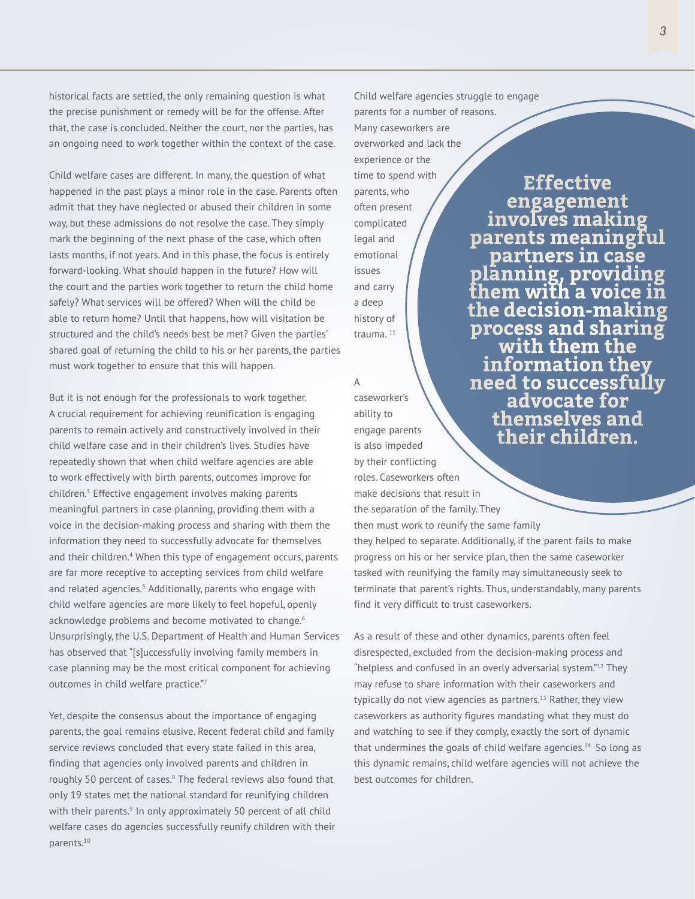historical facts are settled, the only remaining question is what the precise punishment or remedy will be for the offense. After that, the case is concluded. Neither the court, nor the parties, has an ongoing need to work together within the context of the case.

Child welfare cases are different. In many, the question of what happened in the past plays a minor role in the case. Parents often admit that they have neglected or abused their children in some way, but these admissions do not resolve the case. They simply mark the beginning of the next phase of the case, which often lasts months, if not years. And in this phase, the focus is entirely forward-looking. What should happen in the future? How will the court and the parties work together to return the child home safely? What services will be offered? When will the child be able to return home? Until that happens, how will visitation be structured and the child's needs best be met? Given the parties' shared goal of returning the child to his or her parents, the parties must work together to ensure that this will happen.

But it is not enough for the professionals to work together. A crucial requirement for achieving reunification is engaging parents to remain actively and constructively involved in their child welfare case and in their children's lives. Studies have repeatedly shown that when child welfare agencies are able to work effectively with birth parents, outcomes improve for children.[3] Effective engagement involves making parents meaningful partners in case planning, providing them with a voice in the decision-making process and sharing with them the information they need to successfully advocate for themselves and their children.[4] When this type of engagement occurs, parents are far more receptive to accepting services from child welfare and related agencies.[5] Additionally, parents who engage with child welfare agencies are more likely to feel hopeful, openly acknowledge problems and become motivated to change.[6] Unsurprisingly, the U.S. Department of Health and Human Services has observed that "[s]uccessfully involving family members in case planning may be the most critical component for achieving outcomes in child welfare practice."[7]

Yet, despite the consensus about the importance of engaging parents, the goal remains elusive. Recent federal child and family service reviews concluded that every state failed in this area, finding that agencies only involved parents and children in roughly 50 percent of cases.[8] The federal reviews also found that only 19 states met the national standard for reunifying children with their parents.[9] In only approximately 50 percent of all child welfare cases do agencies successfully reunify children with their parents.[10]

Child welfare agencies struggle to engage parents for a number of reasons. Many caseworkers are overworked and lack the experience or the time to spend with parents, who often present complicated legal and emotional issues and carry a deep history of trauma.[11]

**Effective engagement involves making parents meaningful partners in case planning, providing them with a voice in the decision-making process and sharing with them the information they need to successfully advocate for themselves and their children.**

A caseworker's ability to engage parents is also impeded by their conflicting roles. Caseworkers often make decisions that result in the separation of the family. They then must work to reunify the same family they helped to separate. Additionally, if the parent fails to make progress on his or her service plan, then the same caseworker tasked with reunifying the family may simultaneously seek to terminate that parent's rights. Thus, understandably, many parents find it very difficult to trust caseworkers.

As a result of these and other dynamics, parents often feel disrespected, excluded from the decision-making process and "helpless and confused in an overly adversarial system."[12] They may refuse to share information with their caseworkers and typically do not view agencies as partners.[13] Rather, they view caseworkers as authority figures mandating what they must do and watching to see if they comply, exactly the sort of dynamic that undermines the goals of child welfare agencies.[14] So long as this dynamic remains, child welfare agencies will not achieve the best outcomes for children.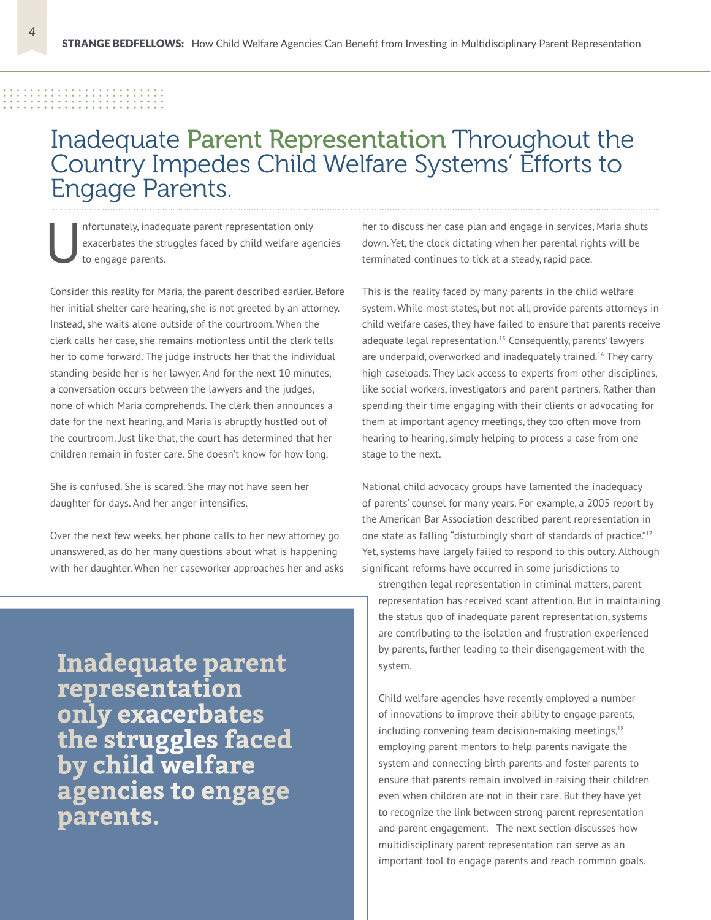# Inadequate Parent Representation Throughout the Country Impedes Child Welfare Systems' Efforts to Engage Parents.

Unfortunately, inadequate parent representation only exacerbates the struggles faced by child welfare agencies to engage parents.

Consider this reality for Maria, the parent described earlier. Before her initial shelter care hearing, she is not greeted by an attorney. Instead, she waits alone outside of the courtroom. When the clerk calls her case, she remains motionless until the clerk tells her to come forward. The judge instructs her that the individual standing beside her is her lawyer. And for the next 10 minutes, a conversation occurs between the lawyers and the judges, none of which Maria comprehends. The clerk then announces a date for the next hearing, and Maria is abruptly hustled out of the courtroom. Just like that, the court has determined that her children remain in foster care. She doesn't know for how long.

She is confused. She is scared. She may not have seen her daughter for days. And her anger intensifies.

Over the next few weeks, her phone calls to her new attorney go unanswered, as do her many questions about what is happening with her daughter. When her caseworker approaches her and asks her to discuss her case plan and engage in services, Maria shuts down. Yet, the clock dictating when her parental rights will be terminated continues to tick at a steady, rapid pace.

This is the reality faced by many parents in the child welfare system. While most states, but not all, provide parents attorneys in child welfare cases, they have failed to ensure that parents receive adequate legal representation.[15] Consequently, parents' lawyers are underpaid, overworked and inadequately trained.[16] They carry high caseloads. They lack access to experts from other disciplines, like social workers, investigators and parent partners. Rather than spending their time engaging with their clients or advocating for them at important agency meetings, they too often move from hearing to hearing, simply helping to process a case from one stage to the next.

National child advocacy groups have lamented the inadequacy of parents' counsel for many years. For example, a 2005 report by the American Bar Association described parent representation in one state as falling "disturbingly short of standards of practice."[17] Yet, systems have largely failed to respond to this outcry. Although significant reforms have occurred in some jurisdictions to strengthen legal representation in criminal matters, parent representation has received scant attention. But in maintaining the status quo of inadequate parent representation, systems are contributing to the isolation and frustration experienced by parents, further leading to their disengagement with the system.

Child welfare agencies have recently employed a number of innovations to improve their ability to engage parents, including convening team decision-making meetings,[18] employing parent mentors to help parents navigate the system and connecting birth parents and foster parents to ensure that parents remain involved in raising their children even when children are not in their care. But they have yet to recognize the link between strong parent representation and parent engagement. The next section discusses how multidisciplinary parent representation can serve as an important tool to engage parents and reach common goals.

**Inadequate parent representation only exacerbates the struggles faced by child welfare agencies to engage parents.**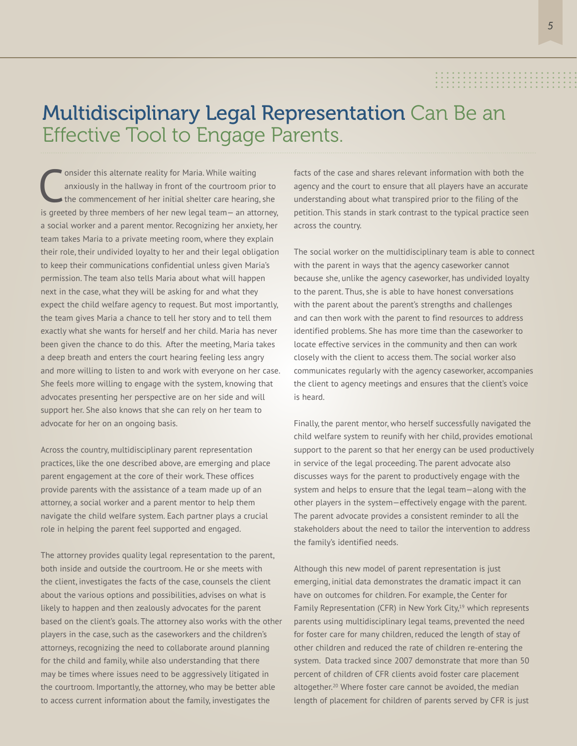# Multidisciplinary Legal Representation Can Be an Effective Tool to Engage Parents.

Consider this alternate reality for Maria. While waiting anxiously in the hallway in front of the courtroom prior to the commencement of her initial shelter care hearing, she is greeted by three members of her new legal team— an attorney, a social worker and a parent mentor. Recognizing her anxiety, her team takes Maria to a private meeting room, where they explain their role, their undivided loyalty to her and their legal obligation to keep their communications confidential unless given Maria's permission. The team also tells Maria about what will happen next in the case, what they will be asking for and what they expect the child welfare agency to request. But most importantly, the team gives Maria a chance to tell her story and to tell them exactly what she wants for herself and her child. Maria has never been given the chance to do this. After the meeting, Maria takes a deep breath and enters the court hearing feeling less angry and more willing to listen to and work with everyone on her case. She feels more willing to engage with the system, knowing that advocates presenting her perspective are on her side and will support her. She also knows that she can rely on her team to advocate for her on an ongoing basis.

Across the country, multidisciplinary parent representation practices, like the one described above, are emerging and place parent engagement at the core of their work. These offices provide parents with the assistance of a team made up of an attorney, a social worker and a parent mentor to help them navigate the child welfare system. Each partner plays a crucial role in helping the parent feel supported and engaged.

The attorney provides quality legal representation to the parent, both inside and outside the courtroom. He or she meets with the client, investigates the facts of the case, counsels the client about the various options and possibilities, advises on what is likely to happen and then zealously advocates for the parent based on the client's goals. The attorney also works with the other players in the case, such as the caseworkers and the children's attorneys, recognizing the need to collaborate around planning for the child and family, while also understanding that there may be times where issues need to be aggressively litigated in the courtroom. Importantly, the attorney, who may be better able to access current information about the family, investigates the facts of the case and shares relevant information with both the agency and the court to ensure that all players have an accurate understanding about what transpired prior to the filing of the petition. This stands in stark contrast to the typical practice seen across the country.

The social worker on the multidisciplinary team is able to connect with the parent in ways that the agency caseworker cannot because she, unlike the agency caseworker, has undivided loyalty to the parent. Thus, she is able to have honest conversations with the parent about the parent's strengths and challenges and can then work with the parent to find resources to address identified problems. She has more time than the caseworker to locate effective services in the community and then can work closely with the client to access them. The social worker also communicates regularly with the agency caseworker, accompanies the client to agency meetings and ensures that the client's voice is heard.

Finally, the parent mentor, who herself successfully navigated the child welfare system to reunify with her child, provides emotional support to the parent so that her energy can be used productively in service of the legal proceeding. The parent advocate also discusses ways for the parent to productively engage with the system and helps to ensure that the legal team—along with the other players in the system—effectively engage with the parent. The parent advocate provides a consistent reminder to all the stakeholders about the need to tailor the intervention to address the family's identified needs.

Although this new model of parent representation is just emerging, initial data demonstrates the dramatic impact it can have on outcomes for children. For example, the Center for Family Representation (CFR) in New York City,[19] which represents parents using multidisciplinary legal teams, prevented the need for foster care for many children, reduced the length of stay of other children and reduced the rate of children re-entering the system. Data tracked since 2007 demonstrate that more than 50 percent of children of CFR clients avoid foster care placement altogether.[20] Where foster care cannot be avoided, the median length of placement for children of parents served by CFR is just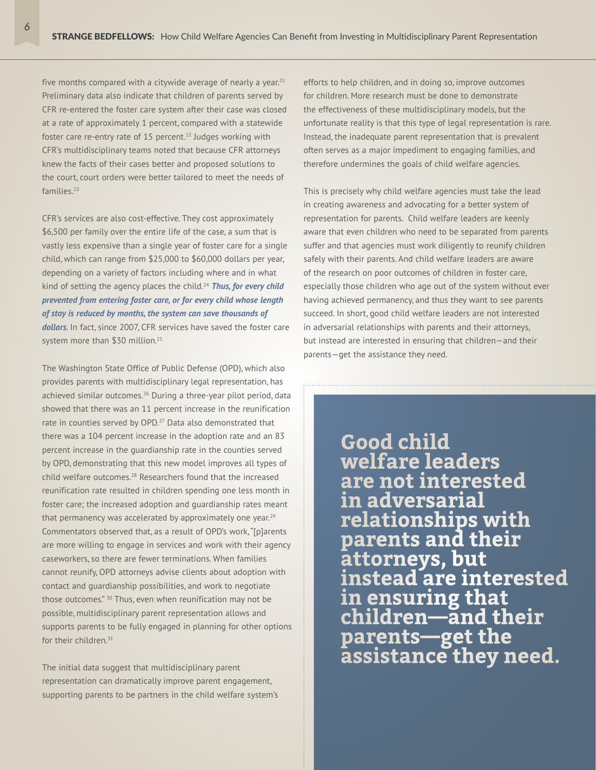five months compared with a citywide average of nearly a year.[21] Preliminary data also indicate that children of parents served by CFR re-entered the foster care system after their case was closed at a rate of approximately 1 percent, compared with a statewide foster care re-entry rate of 15 percent.[22] Judges working with CFR's multidisciplinary teams noted that because CFR attorneys knew the facts of their cases better and proposed solutions to the court, court orders were better tailored to meet the needs of families.[23]

CFR's services are also cost-effective. They cost approximately $6,500 per family over the entire life of the case, a sum that is vastly less expensive than a single year of foster care for a single child, which can range from $25,000 to $60,000 dollars per year, depending on a variety of factors including where and in what kind of setting the agency places the child.[24] ***Thus, for every child prevented from entering foster care, or for every child whose length of stay is reduced by months, the system can save thousands of dollars.*** In fact, since 2007, CFR services have saved the foster care system more than $30 million.[25]

The Washington State Office of Public Defense (OPD), which also provides parents with multidisciplinary legal representation, has achieved similar outcomes.[26] During a three-year pilot period, data showed that there was an 11 percent increase in the reunification rate in counties served by OPD.[27] Data also demonstrated that there was a 104 percent increase in the adoption rate and an 83 percent increase in the guardianship rate in the counties served by OPD, demonstrating that this new model improves all types of child welfare outcomes.[28] Researchers found that the increased reunification rate resulted in children spending one less month in foster care; the increased adoption and guardianship rates meant that permanency was accelerated by approximately one year.[29] Commentators observed that, as a result of OPD's work, "[p]arents are more willing to engage in services and work with their agency caseworkers, so there are fewer terminations. When families cannot reunify, OPD attorneys advise clients about adoption with contact and guardianship possibilities, and work to negotiate those outcomes."[30] Thus, even when reunification may not be possible, multidisciplinary parent representation allows and supports parents to be fully engaged in planning for other options for their children.[31]

The initial data suggest that multidisciplinary parent representation can dramatically improve parent engagement, supporting parents to be partners in the child welfare system's efforts to help children, and in doing so, improve outcomes for children. More research must be done to demonstrate the effectiveness of these multidisciplinary models, but the unfortunate reality is that this type of legal representation is rare. Instead, the inadequate parent representation that is prevalent often serves as a major impediment to engaging families, and therefore undermines the goals of child welfare agencies.

This is precisely why child welfare agencies must take the lead in creating awareness and advocating for a better system of representation for parents. Child welfare leaders are keenly aware that even children who need to be separated from parents suffer and that agencies must work diligently to reunify children safely with their parents. And child welfare leaders are aware of the research on poor outcomes of children in foster care, especially those children who age out of the system without ever having achieved permanency, and thus they want to see parents succeed. In short, good child welfare leaders are not interested in adversarial relationships with parents and their attorneys, but instead are interested in ensuring that children—and their parents—get the assistance they need.

**Good child welfare leaders are not interested in adversarial relationships with parents and their attorneys, but instead are interested in ensuring that children—and their parents—get the assistance they need.**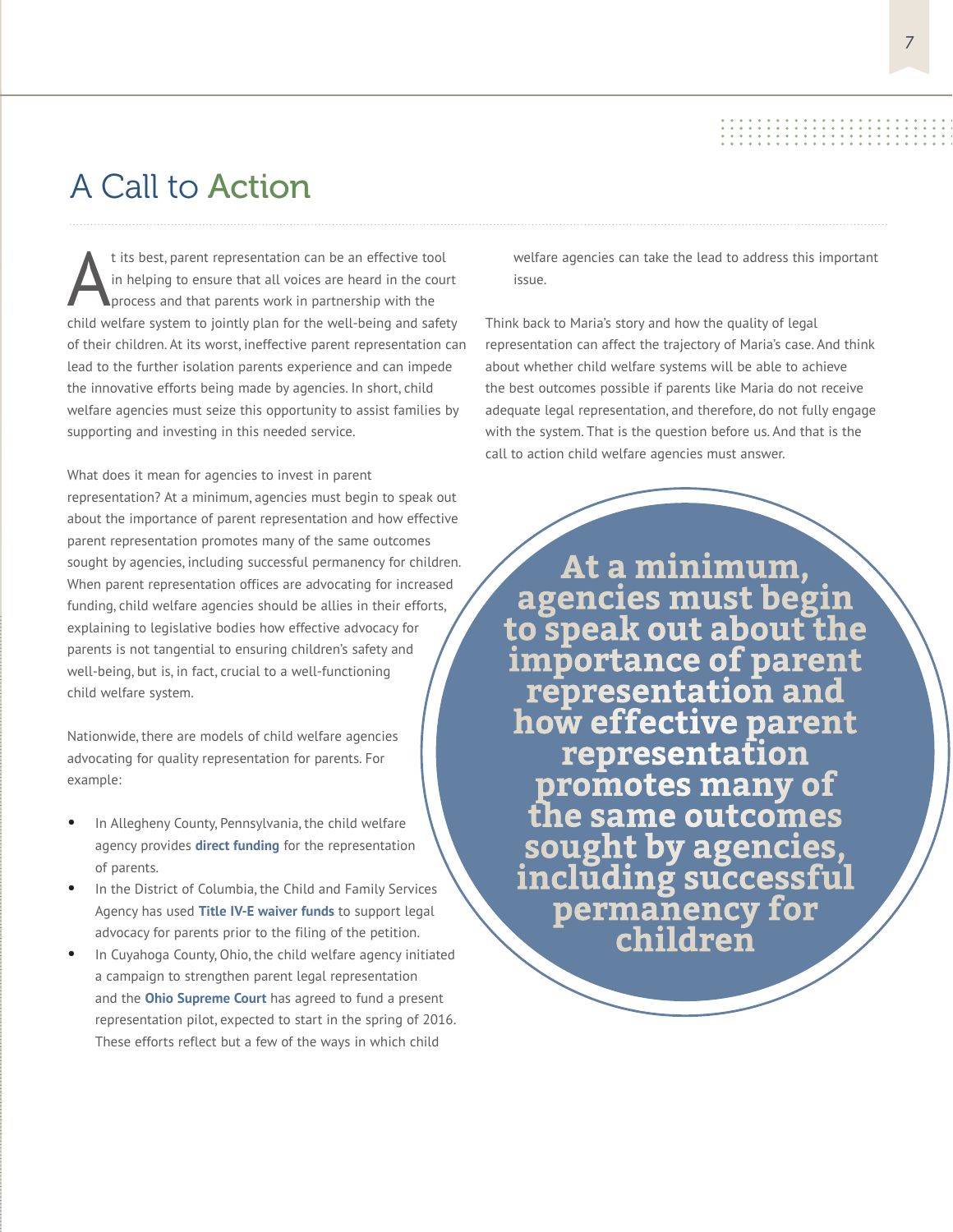## A Call to Action

At its best, parent representation can be an effective tool in helping to ensure that all voices are heard in the court process and that parents work in partnership with the child welfare system to jointly plan for the well-being and safety of their children. At its worst, ineffective parent representation can lead to the further isolation parents experience and can impede the innovative efforts being made by agencies. In short, child welfare agencies must seize this opportunity to assist families by supporting and investing in this needed service.

What does it mean for agencies to invest in parent representation? At a minimum, agencies must begin to speak out about the importance of parent representation and how effective parent representation promotes many of the same outcomes sought by agencies, including successful permanency for children. When parent representation offices are advocating for increased funding, child welfare agencies should be allies in their efforts, explaining to legislative bodies how effective advocacy for parents is not tangential to ensuring children's safety and well-being, but is, in fact, crucial to a well-functioning child welfare system.

Nationwide, there are models of child welfare agencies advocating for quality representation for parents. For example:

- In Allegheny County, Pennsylvania, the child welfare agency provides **direct funding** for the representation of parents.
- In the District of Columbia, the Child and Family Services Agency has used **Title IV-E waiver funds** to support legal advocacy for parents prior to the filing of the petition.
- In Cuyahoga County, Ohio, the child welfare agency initiated a campaign to strengthen parent legal representation and the **Ohio Supreme Court** has agreed to fund a present representation pilot, expected to start in the spring of 2016. These efforts reflect but a few of the ways in which child welfare agencies can take the lead to address this important issue.

Think back to Maria's story and how the quality of legal representation can affect the trajectory of Maria's case. And think about whether child welfare systems will be able to achieve the best outcomes possible if parents like Maria do not receive adequate legal representation, and therefore, do not fully engage with the system. That is the question before us. And that is the call to action child welfare agencies must answer.

**At a minimum, agencies must begin to speak out about the importance of parent representation and how effective parent representation promotes many of the same outcomes sought by agencies, including successful permanency for children**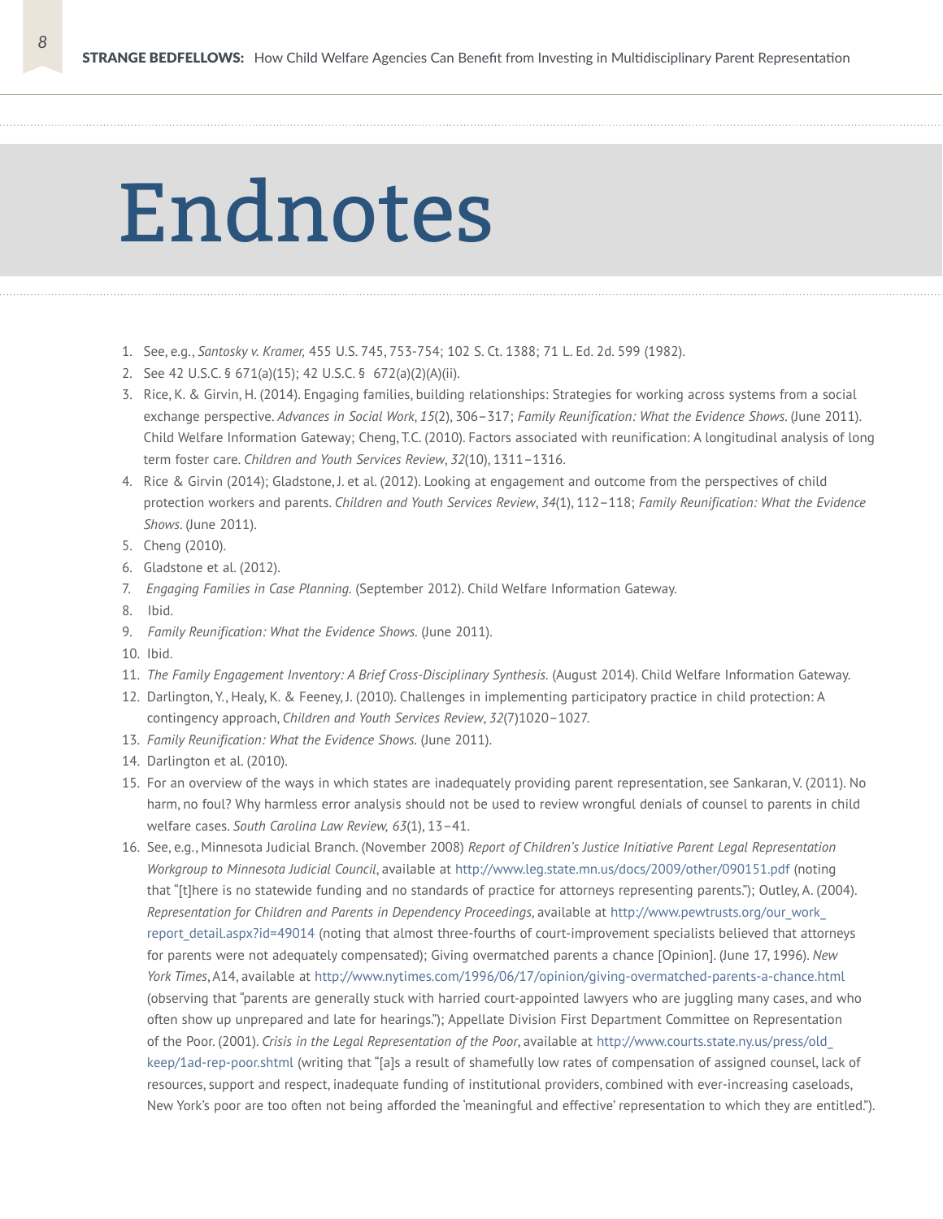# Endnotes

1. See, e.g., *Santosky v. Kramer,* 455 U.S. 745, 753-754; 102 S. Ct. 1388; 71 L. Ed. 2d. 599 (1982).
2. See 42 U.S.C. § 671(a)(15); 42 U.S.C. § 672(a)(2)(A)(ii).
3. Rice, K. & Girvin, H. (2014). Engaging families, building relationships: Strategies for working across systems from a social exchange perspective. *Advances in Social Work*, *15*(2), 306–317; *Family Reunification: What the Evidence Shows.* (June 2011). Child Welfare Information Gateway; Cheng, T.C. (2010). Factors associated with reunification: A longitudinal analysis of long term foster care. *Children and Youth Services Review*, *32*(10), 1311–1316.
4. Rice & Girvin (2014); Gladstone, J. et al. (2012). Looking at engagement and outcome from the perspectives of child protection workers and parents. *Children and Youth Services Review*, *34*(1), 112–118; *Family Reunification: What the Evidence Shows.* (June 2011).
5. Cheng (2010).
6. Gladstone et al. (2012).
7. *Engaging Families in Case Planning.* (September 2012). Child Welfare Information Gateway.
8. Ibid.
9. *Family Reunification: What the Evidence Shows.* (June 2011).
10. Ibid.
11. *The Family Engagement Inventory: A Brief Cross-Disciplinary Synthesis.* (August 2014). Child Welfare Information Gateway.
12. Darlington, Y., Healy, K. & Feeney, J. (2010). Challenges in implementing participatory practice in child protection: A contingency approach, *Children and Youth Services Review*, *32*(7)1020–1027.
13. *Family Reunification: What the Evidence Shows.* (June 2011).
14. Darlington et al. (2010).
15. For an overview of the ways in which states are inadequately providing parent representation, see Sankaran, V. (2011). No harm, no foul? Why harmless error analysis should not be used to review wrongful denials of counsel to parents in child welfare cases. *South Carolina Law Review, 63*(1), 13–41.
16. See, e.g., Minnesota Judicial Branch. (November 2008) *Report of Children's Justice Initiative Parent Legal Representation Workgroup to Minnesota Judicial Council*, available at http://www.leg.state.mn.us/docs/2009/other/090151.pdf (noting that "[t]here is no statewide funding and no standards of practice for attorneys representing parents."); Outley, A. (2004). *Representation for Children and Parents in Dependency Proceedings*, available at http://www.pewtrusts.org/our_work_report_detail.aspx?id=49014 (noting that almost three-fourths of court-improvement specialists believed that attorneys for parents were not adequately compensated); Giving overmatched parents a chance [Opinion]. (June 17, 1996). *New York Times*, A14, available at http://www.nytimes.com/1996/06/17/opinion/giving-overmatched-parents-a-chance.html (observing that "parents are generally stuck with harried court-appointed lawyers who are juggling many cases, and who often show up unprepared and late for hearings."); Appellate Division First Department Committee on Representation of the Poor. (2001). *Crisis in the Legal Representation of the Poor*, available at http://www.courts.state.ny.us/press/old_keep/1ad-rep-poor.shtml (writing that "[a]s a result of shamefully low rates of compensation of assigned counsel, lack of resources, support and respect, inadequate funding of institutional providers, combined with ever-increasing caseloads, New York's poor are too often not being afforded the 'meaningful and effective' representation to which they are entitled.").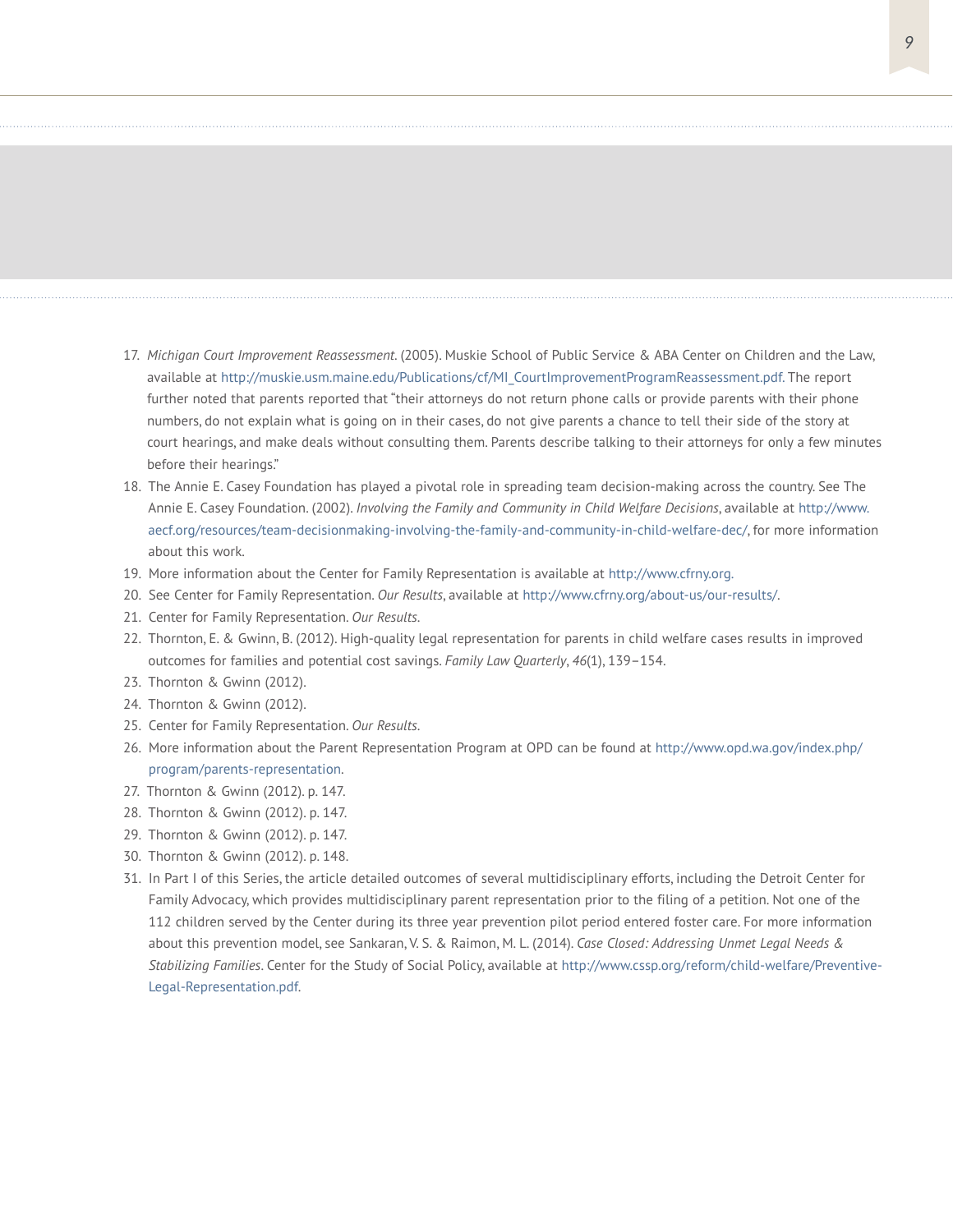17. *Michigan Court Improvement Reassessment.* (2005). Muskie School of Public Service & ABA Center on Children and the Law, available at http://muskie.usm.maine.edu/Publications/cf/MI_CourtImprovementProgramReassessment.pdf. The report further noted that parents reported that "their attorneys do not return phone calls or provide parents with their phone numbers, do not explain what is going on in their cases, do not give parents a chance to tell their side of the story at court hearings, and make deals without consulting them. Parents describe talking to their attorneys for only a few minutes before their hearings."
18. The Annie E. Casey Foundation has played a pivotal role in spreading team decision-making across the country. See The Annie E. Casey Foundation. (2002). *Involving the Family and Community in Child Welfare Decisions*, available at http://www.aecf.org/resources/team-decisionmaking-involving-the-family-and-community-in-child-welfare-dec/, for more information about this work.
19. More information about the Center for Family Representation is available at http://www.cfrny.org.
20. See Center for Family Representation. *Our Results*, available at http://www.cfrny.org/about-us/our-results/.
21. Center for Family Representation. *Our Results*.
22. Thornton, E. & Gwinn, B. (2012). High-quality legal representation for parents in child welfare cases results in improved outcomes for families and potential cost savings. *Family Law Quarterly*, *46*(1), 139–154.
23. Thornton & Gwinn (2012).
24. Thornton & Gwinn (2012).
25. Center for Family Representation. *Our Results*.
26. More information about the Parent Representation Program at OPD can be found at http://www.opd.wa.gov/index.php/program/parents-representation.
27. Thornton & Gwinn (2012). p. 147.
28. Thornton & Gwinn (2012). p. 147.
29. Thornton & Gwinn (2012). p. 147.
30. Thornton & Gwinn (2012). p. 148.
31. In Part I of this Series, the article detailed outcomes of several multidisciplinary efforts, including the Detroit Center for Family Advocacy, which provides multidisciplinary parent representation prior to the filing of a petition. Not one of the 112 children served by the Center during its three year prevention pilot period entered foster care. For more information about this prevention model, see Sankaran, V. S. & Raimon, M. L. (2014). *Case Closed: Addressing Unmet Legal Needs & Stabilizing Families*. Center for the Study of Social Policy, available at http://www.cssp.org/reform/child-welfare/Preventive-Legal-Representation.pdf.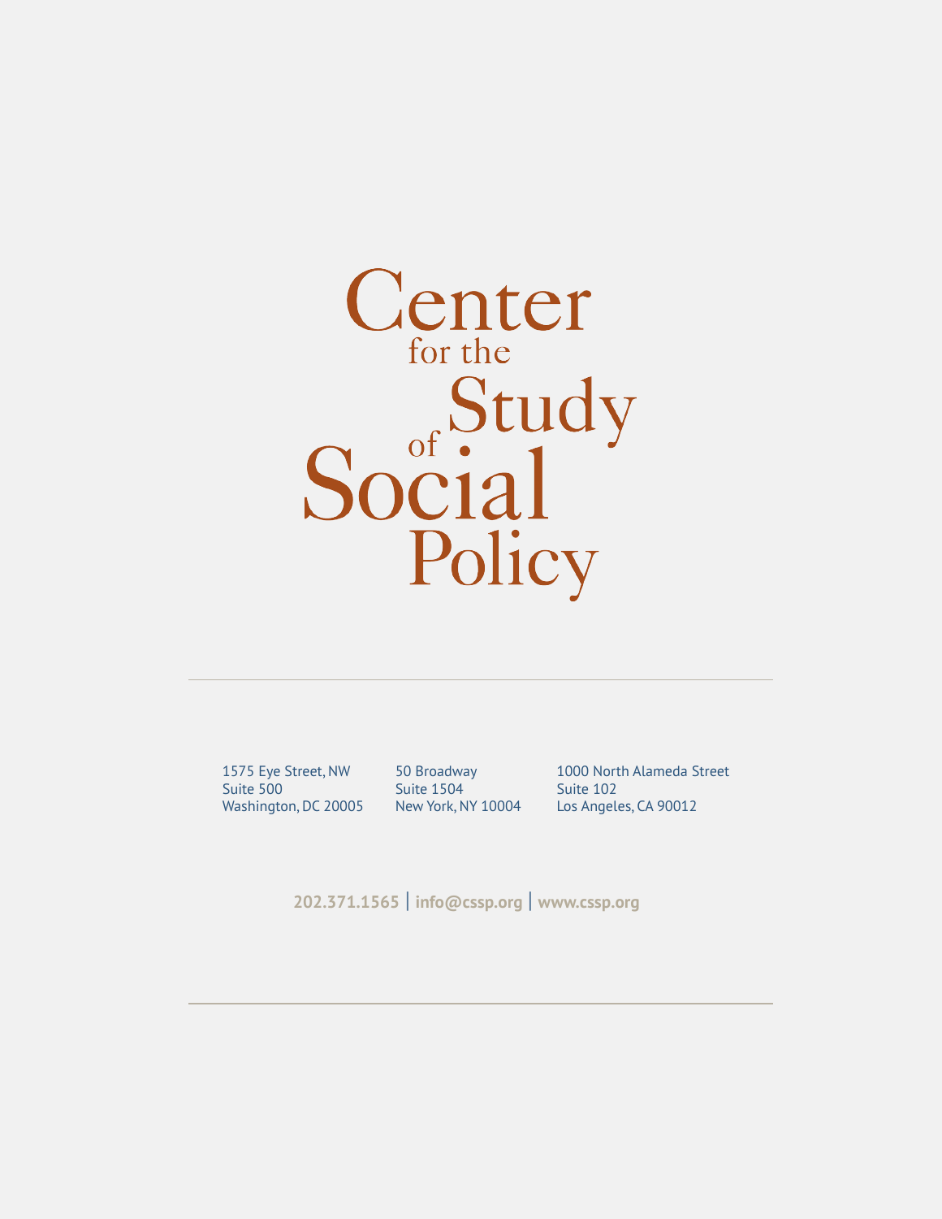# Center for the Study of Social Policy

1575 Eye Street, NW
Suite 500
Washington, DC 20005

50 Broadway
Suite 1504
New York, NY 10004

1000 North Alameda Street
Suite 102
Los Angeles, CA 90012

**202.371.1565 | info@cssp.org | www.cssp.org**